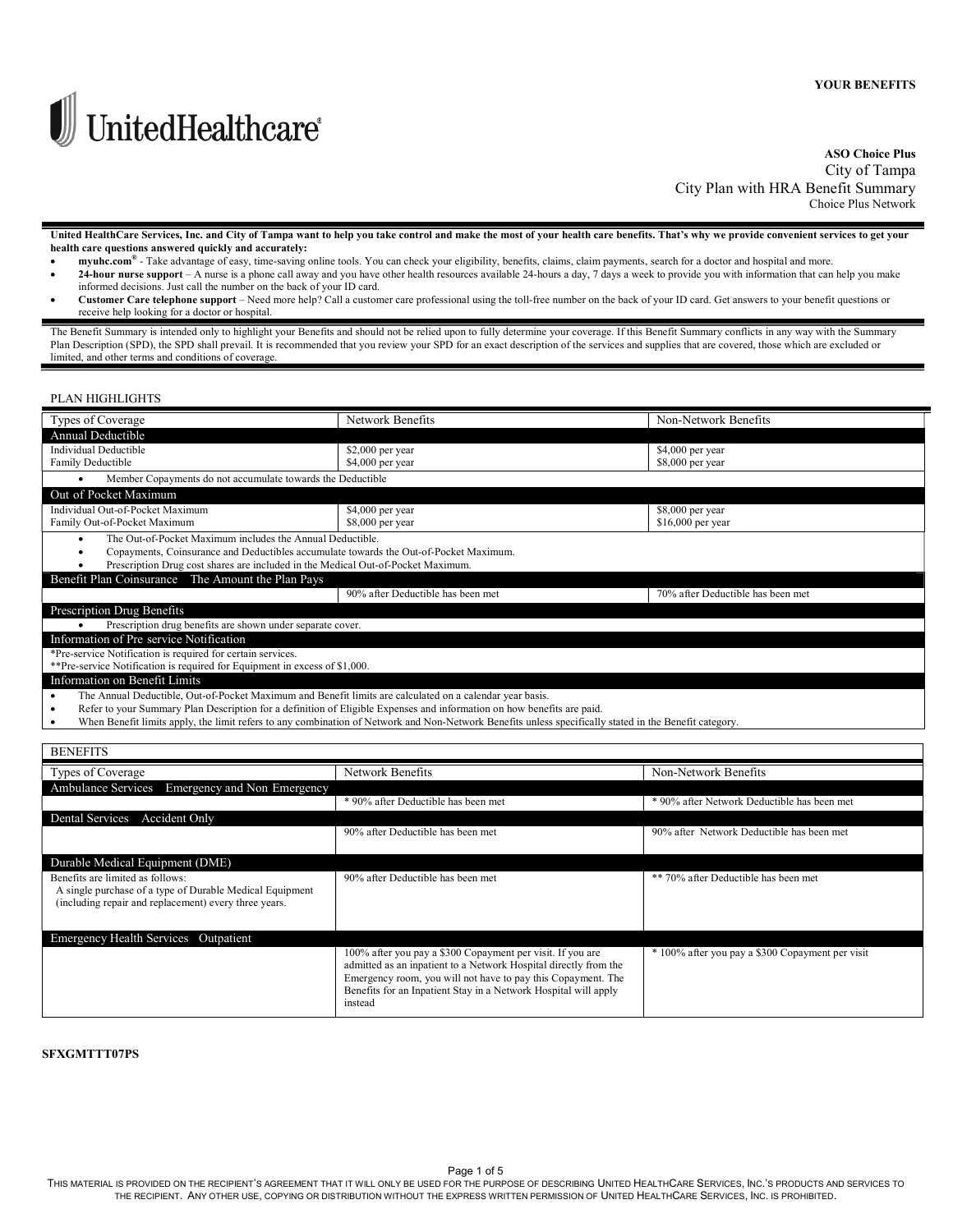**YOUR BENEFITS**

UnitedHealthcare®

**ASO Choice Plus**
City of Tampa
City Plan with HRA Benefit Summary
Choice Plus Network

**United HealthCare Services, Inc. and City of Tampa want to help you take control and make the most of your health care benefits. That's why we provide convenient services to get your health care questions answered quickly and accurately:**

- **myuhc.com®** - Take advantage of easy, time-saving online tools. You can check your eligibility, benefits, claims, claim payments, search for a doctor and hospital and more.
- **24-hour nurse support** – A nurse is a phone call away and you have other health resources available 24-hours a day, 7 days a week to provide you with information that can help you make informed decisions. Just call the number on the back of your ID card.
- **Customer Care telephone support** – Need more help? Call a customer care professional using the toll-free number on the back of your ID card. Get answers to your benefit questions or receive help looking for a doctor or hospital.

The Benefit Summary is intended only to highlight your Benefits and should not be relied upon to fully determine your coverage. If this Benefit Summary conflicts in any way with the Summary Plan Description (SPD), the SPD shall prevail. It is recommended that you review your SPD for an exact description of the services and supplies that are covered, those which are excluded or limited, and other terms and conditions of coverage.

## PLAN HIGHLIGHTS

| Types of Coverage | Network Benefits | Non-Network Benefits |
|---|---|---|
| **Annual Deductible** | | |
| Individual Deductible<br>Family Deductible | $2,000 per year<br>$4,000 per year | $4,000 per year<br>$8,000 per year |
| • Member Copayments do not accumulate towards the Deductible | | |
| **Out of Pocket Maximum** | | |
| Individual Out-of-Pocket Maximum<br>Family Out-of-Pocket Maximum | $4,000 per year<br>$8,000 per year | $8,000 per year<br>$16,000 per year |
| • The Out-of-Pocket Maximum includes the Annual Deductible.<br>• Copayments, Coinsurance and Deductibles accumulate towards the Out-of-Pocket Maximum.<br>• Prescription Drug cost shares are included in the Medical Out-of-Pocket Maximum. | | |
| **Benefit Plan Coinsurance The Amount the Plan Pays** | | |
| | 90% after Deductible has been met | 70% after Deductible has been met |
| **Prescription Drug Benefits** | | |
| • Prescription drug benefits are shown under separate cover. | | |
| **Information of Pre service Notification** | | |
| *Pre-service Notification is required for certain services.<br>**Pre-service Notification is required for Equipment in excess of $1,000. | | |
| **Information on Benefit Limits** | | |
| • The Annual Deductible, Out-of-Pocket Maximum and Benefit limits are calculated on a calendar year basis.<br>• Refer to your Summary Plan Description for a definition of Eligible Expenses and information on how benefits are paid.<br>• When Benefit limits apply, the limit refers to any combination of Network and Non-Network Benefits unless specifically stated in the Benefit category. | | |

## BENEFITS

| Types of Coverage | Network Benefits | Non-Network Benefits |
|---|---|---|
| **Ambulance Services Emergency and Non Emergency** | | |
| | * 90% after Deductible has been met | * 90% after Network Deductible has been met |
| **Dental Services Accident Only** | | |
| | 90% after Deductible has been met | 90% after Network Deductible has been met |
| **Durable Medical Equipment (DME)** | | |
| Benefits are limited as follows:<br>A single purchase of a type of Durable Medical Equipment (including repair and replacement) every three years. | 90% after Deductible has been met | ** 70% after Deductible has been met |
| **Emergency Health Services Outpatient** | | |
| | 100% after you pay a $300 Copayment per visit. If you are admitted as an inpatient to a Network Hospital directly from the Emergency room, you will not have to pay this Copayment. The Benefits for an Inpatient Stay in a Network Hospital will apply instead | * 100% after you pay a $300 Copayment per visit |

**SFXGMTTT07PS**

THIS MATERIAL IS PROVIDED ON THE RECIPIENT'S AGREEMENT THAT IT WILL ONLY BE USED FOR THE PURPOSE OF DESCRIBING UNITED HEALTHCARE SERVICES, INC.'S PRODUCTS AND SERVICES TO THE RECIPIENT. ANY OTHER USE, COPYING OR DISTRIBUTION WITHOUT THE EXPRESS WRITTEN PERMISSION OF UNITED HEALTHCARE SERVICES, INC. IS PROHIBITED.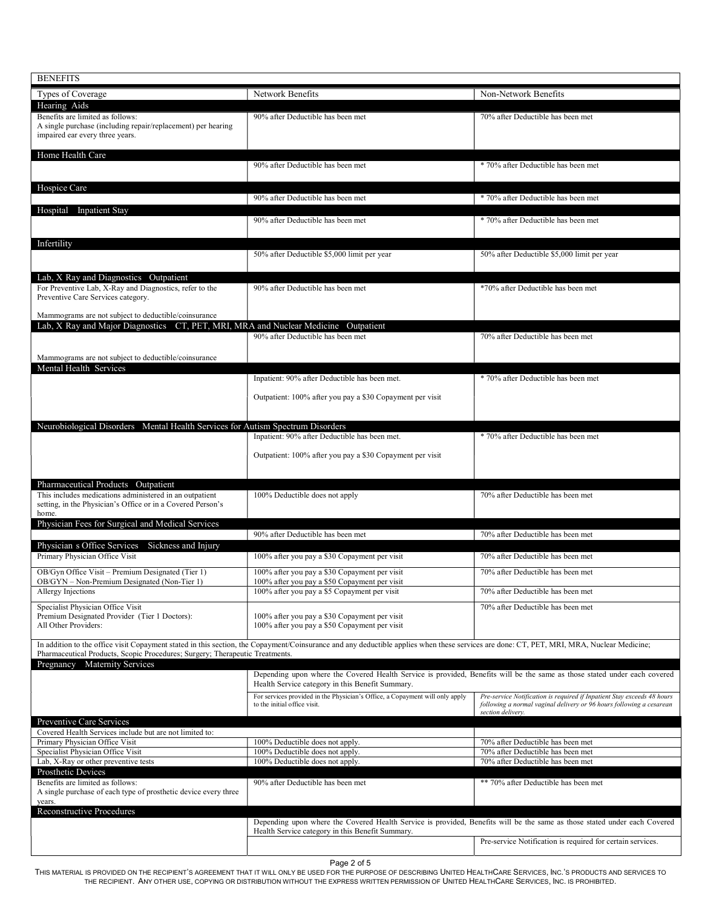| BENEFITS | | |
|---|---|---|
| Types of Coverage | Network Benefits | Non-Network Benefits |
| **Hearing Aids** | | |
| Benefits are limited as follows: A single purchase (including repair/replacement) per hearing impaired ear every three years. | 90% after Deductible has been met | 70% after Deductible has been met |
| **Home Health Care** | | |
| | 90% after Deductible has been met | * 70% after Deductible has been met |
| **Hospice Care** | | |
| | 90% after Deductible has been met | * 70% after Deductible has been met |
| **Hospital Inpatient Stay** | | |
| | 90% after Deductible has been met | * 70% after Deductible has been met |
| **Infertility** | | |
| | 50% after Deductible $5,000 limit per year | 50% after Deductible $5,000 limit per year |
| **Lab, X Ray and Diagnostics Outpatient** | | |
| For Preventive Lab, X-Ray and Diagnostics, refer to the Preventive Care Services category.<br><br>Mammograms are not subject to deductible/coinsurance | 90% after Deductible has been met | *70% after Deductible has been met |
| **Lab, X Ray and Major Diagnostics CT, PET, MRI, MRA and Nuclear Medicine Outpatient** | | |
| Mammograms are not subject to deductible/coinsurance | 90% after Deductible has been met | 70% after Deductible has been met |
| **Mental Health Services** | | |
| | Inpatient: 90% after Deductible has been met.<br><br>Outpatient: 100% after you pay a $30 Copayment per visit | * 70% after Deductible has been met |
| **Neurobiological Disorders Mental Health Services for Autism Spectrum Disorders** | | |
| | Inpatient: 90% after Deductible has been met.<br><br>Outpatient: 100% after you pay a $30 Copayment per visit | * 70% after Deductible has been met |
| **Pharmaceutical Products Outpatient** | | |
| This includes medications administered in an outpatient setting, in the Physician's Office or in a Covered Person's home. | 100% Deductible does not apply | 70% after Deductible has been met |
| **Physician Fees for Surgical and Medical Services** | | |
| | 90% after Deductible has been met | 70% after Deductible has been met |
| **Physician s Office Services Sickness and Injury** | | |
| Primary Physician Office Visit | 100% after you pay a $30 Copayment per visit | 70% after Deductible has been met |
| OB/Gyn Office Visit – Premium Designated (Tier 1)<br>OB/GYN – Non-Premium Designated (Non-Tier 1) | 100% after you pay a $30 Copayment per visit<br>100% after you pay a $50 Copayment per visit | 70% after Deductible has been met |
| Allergy Injections | 100% after you pay a $5 Copayment per visit | 70% after Deductible has been met |
| Specialist Physician Office Visit<br>Premium Designated Provider (Tier 1 Doctors):<br>All Other Providers: | <br>100% after you pay a $30 Copayment per visit<br>100% after you pay a $50 Copayment per visit | 70% after Deductible has been met |
| In addition to the office visit Copayment stated in this section, the Copayment/Coinsurance and any deductible applies when these services are done: CT, PET, MRI, MRA, Nuclear Medicine; Pharmaceutical Products, Scopic Procedures; Surgery; Therapeutic Treatments. | | |
| **Pregnancy Maternity Services** | | |
| | Depending upon where the Covered Health Service is provided, Benefits will be the same as those stated under each covered Health Service category in this Benefit Summary. | |
| | For services provided in the Physician's Office, a Copayment will only apply to the initial office visit. | *Pre-service Notification is required if Inpatient Stay exceeds 48 hours following a normal vaginal delivery or 96 hours following a cesarean section delivery.* |
| **Preventive Care Services** | | |
| Covered Health Services include but are not limited to: | | |
| Primary Physician Office Visit | 100% Deductible does not apply. | 70% after Deductible has been met |
| Specialist Physician Office Visit | 100% Deductible does not apply. | 70% after Deductible has been met |
| Lab, X-Ray or other preventive tests | 100% Deductible does not apply. | 70% after Deductible has been met |
| **Prosthetic Devices** | | |
| Benefits are limited as follows: A single purchase of each type of prosthetic device every three years. | 90% after Deductible has been met | ** 70% after Deductible has been met |
| **Reconstructive Procedures** | | |
| | Depending upon where the Covered Health Service is provided, Benefits will be the same as those stated under each Covered Health Service category in this Benefit Summary. | |
| | | Pre-service Notification is required for certain services. |

THIS MATERIAL IS PROVIDED ON THE RECIPIENT'S AGREEMENT THAT IT WILL ONLY BE USED FOR THE PURPOSE OF DESCRIBING UNITED HEALTHCARE SERVICES, INC.'S PRODUCTS AND SERVICES TO THE RECIPIENT. ANY OTHER USE, COPYING OR DISTRIBUTION WITHOUT THE EXPRESS WRITTEN PERMISSION OF UNITED HEALTHCARE SERVICES, INC. IS PROHIBITED.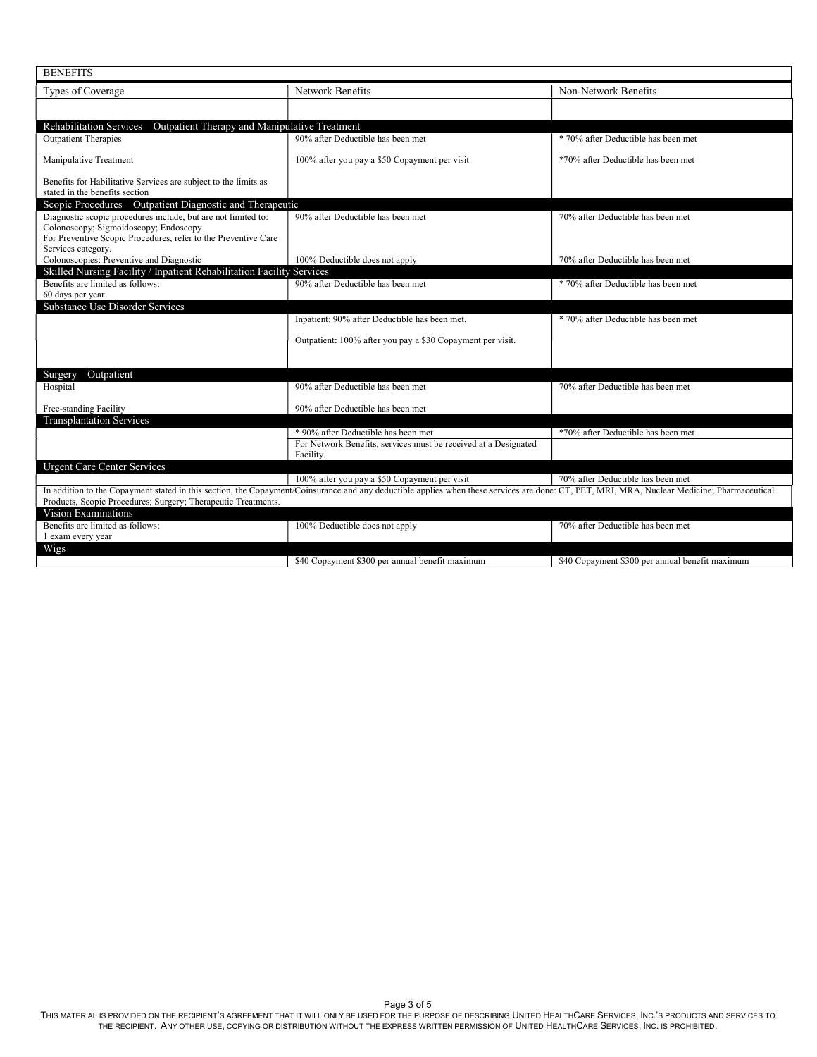| BENEFITS | | |
|---|---|---|
| Types of Coverage | Network Benefits | Non-Network Benefits |
| | | |
| **Rehabilitation Services Outpatient Therapy and Manipulative Treatment** | | |
| Outpatient Therapies | 90% after Deductible has been met | * 70% after Deductible has been met |
| Manipulative Treatment | 100% after you pay a $50 Copayment per visit | *70% after Deductible has been met |
| Benefits for Habilitative Services are subject to the limits as stated in the benefits section | | |
| **Scopic Procedures Outpatient Diagnostic and Therapeutic** | | |
| Diagnostic scopic procedures include, but are not limited to: Colonoscopy; Sigmoidoscopy; Endoscopy For Preventive Scopic Procedures, refer to the Preventive Care Services category. | 90% after Deductible has been met | 70% after Deductible has been met |
| Colonoscopies: Preventive and Diagnostic | 100% Deductible does not apply | 70% after Deductible has been met |
| **Skilled Nursing Facility / Inpatient Rehabilitation Facility Services** | | |
| Benefits are limited as follows: 60 days per year | 90% after Deductible has been met | * 70% after Deductible has been met |
| **Substance Use Disorder Services** | | |
| | Inpatient: 90% after Deductible has been met. Outpatient: 100% after you pay a $30 Copayment per visit. | * 70% after Deductible has been met |
| **Surgery Outpatient** | | |
| Hospital | 90% after Deductible has been met | 70% after Deductible has been met |
| Free-standing Facility | 90% after Deductible has been met | |
| **Transplantation Services** | | |
| | * 90% after Deductible has been met | *70% after Deductible has been met |
| | For Network Benefits, services must be received at a Designated Facility. | |
| **Urgent Care Center Services** | | |
| | 100% after you pay a $50 Copayment per visit | 70% after Deductible has been met |
| In addition to the Copayment stated in this section, the Copayment/Coinsurance and any deductible applies when these services are done: CT, PET, MRI, MRA, Nuclear Medicine; Pharmaceutical Products, Scopic Procedures; Surgery; Therapeutic Treatments. | | |
| **Vision Examinations** | | |
| Benefits are limited as follows: 1 exam every year | 100% Deductible does not apply | 70% after Deductible has been met |
| **Wigs** | | |
| | $40 Copayment $300 per annual benefit maximum | $40 Copayment $300 per annual benefit maximum |

THIS MATERIAL IS PROVIDED ON THE RECIPIENT'S AGREEMENT THAT IT WILL ONLY BE USED FOR THE PURPOSE OF DESCRIBING UNITED HEALTHCARE SERVICES, INC.'S PRODUCTS AND SERVICES TO THE RECIPIENT. ANY OTHER USE, COPYING OR DISTRIBUTION WITHOUT THE EXPRESS WRITTEN PERMISSION OF UNITED HEALTHCARE SERVICES, INC. IS PROHIBITED.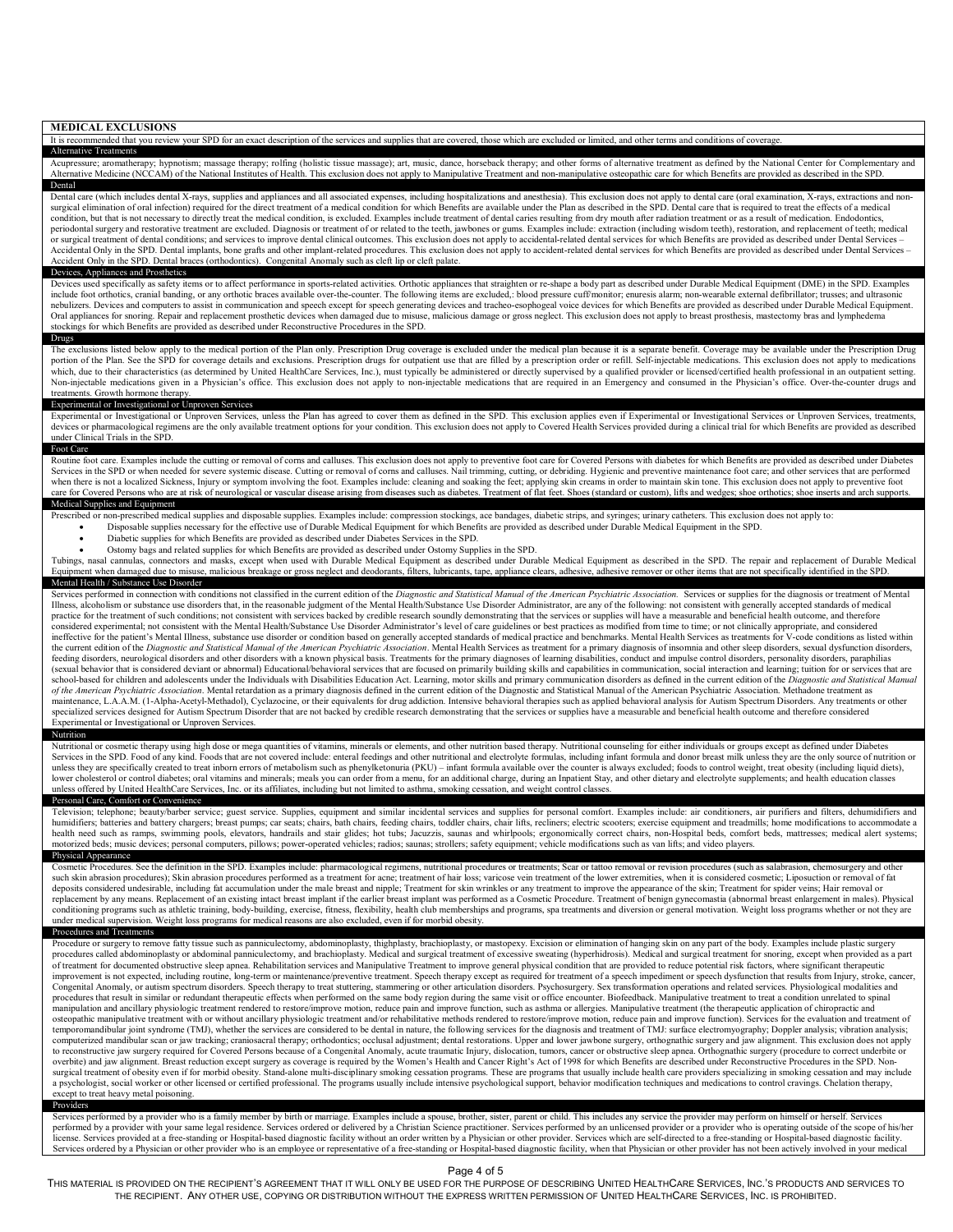## MEDICAL EXCLUSIONS

It is recommended that you review your SPD for an exact description of the services and supplies that are covered, those which are excluded or limited, and other terms and conditions of coverage.

### Alternative Treatments

Acupressure; aromatherapy; hypnotism; massage therapy; rolfing (holistic tissue massage); art, music, dance, horseback therapy; and other forms of alternative treatment as defined by the National Center for Complementary and Alternative Medicine (NCCAM) of the National Institutes of Health. This exclusion does not apply to Manipulative Treatment and non-manipulative osteopathic care for which Benefits are provided as described in the SPD.

### Dental

Dental care (which includes dental X-rays, supplies and appliances and all associated expenses, including hospitalizations and anesthesia). This exclusion does not apply to dental care (oral examination, X-rays, extractions and non-surgical elimination of oral infection) required for the direct treatment of a medical condition for which Benefits are available under the Plan as described in the SPD. Dental care that is required to treat the effects of a medical condition, but that is not necessary to directly treat the medical condition, is excluded. Examples include treatment of dental caries resulting from dry mouth after radiation treatment or as a result of medication. Endodontics, periodontal surgery and restorative treatment are excluded. Diagnosis or treatment of or related to the teeth, jawbones or gums. Examples include: extraction (including wisdom teeth), restoration, and replacement of teeth; medical or surgical treatment of dental conditions; and services to improve dental clinical outcomes. This exclusion does not apply to accidental-related dental services for which Benefits are provided as described under Dental Services – Accidental Only in the SPD. Dental implants, bone grafts and other implant-related procedures. This exclusion does not apply to accident-related dental services for which Benefits are provided as described under Dental Services – Accident Only in the SPD. Dental braces (orthodontics). Congenital Anomaly such as cleft lip or cleft palate.

### Devices, Appliances and Prosthetics

Devices used specifically as safety items or to affect performance in sports-related activities. Orthotic appliances that straighten or re-shape a body part as described under Durable Medical Equipment (DME) in the SPD. Examples include foot orthotics, cranial banding, or any orthotic braces available over-the-counter. The following items are excluded,: blood pressure cuff/monitor; enuresis alarm; non-wearable external defibrillator; trusses; and ultrasonic nebulizers. Devices and computers to assist in communication and speech except for speech generating devices and tracheo-esophogeal voice devices for which Benefits are provided as described under Durable Medical Equipment. Oral appliances for snoring. Repair and replacement prosthetic devices when damaged due to misuse, malicious damage or gross neglect. This exclusion does not apply to breast prosthesis, mastectomy bras and lymphedema stockings for which Benefits are provided as described under Reconstructive Procedures in the SPD.

### Drugs

The exclusions listed below apply to the medical portion of the Plan only. Prescription Drug coverage is excluded under the medical plan because it is a separate benefit. Coverage may be available under the Prescription Drug portion of the Plan. See the SPD for coverage details and exclusions. Prescription drugs for outpatient use that are filled by a prescription order or refill. Self-injectable medications. This exclusion does not apply to medications which, due to their characteristics (as determined by United HealthCare Services, Inc.), must typically be administered or directly supervised by a qualified provider or licensed/certified health professional in an outpatient setting. Non-injectable medications given in a Physician's office. This exclusion does not apply to non-injectable medications that are required in an Emergency and consumed in the Physician's office. Over-the-counter drugs and treatments. Growth hormone therapy.

### Experimental or Investigational or Unproven Services

Experimental or Investigational or Unproven Services, unless the Plan has agreed to cover them as defined in the SPD. This exclusion applies even if Experimental or Investigational Services or Unproven Services, treatments, devices or pharmacological regimens are the only available treatment options for your condition. This exclusion does not apply to Covered Health Services provided during a clinical trial for which Benefits are provided as described under Clinical Trials in the SPD.

### Foot Care

Routine foot care. Examples include the cutting or removal of corns and calluses. This exclusion does not apply to preventive foot care for Covered Persons with diabetes for which Benefits are provided as described under Diabetes Services in the SPD or when needed for severe systemic disease. Cutting or removal of corns and calluses. Nail trimming, cutting, or debriding. Hygienic and preventive maintenance foot care; and other services that are performed when there is not a localized Sickness, Injury or symptom involving the foot. Examples include: cleaning and soaking the feet; applying skin creams in order to maintain skin tone. This exclusion does not apply to preventive foot care for Covered Persons who are at risk of neurological or vascular disease arising from diseases such as diabetes. Treatment of flat feet. Shoes (standard or custom), lifts and wedges; shoe orthotics; shoe inserts and arch supports.

### Medical Supplies and Equipment

Prescribed or non-prescribed medical supplies and disposable supplies. Examples include: compression stockings, ace bandages, diabetic strips, and syringes; urinary catheters. This exclusion does not apply to:

- Disposable supplies necessary for the effective use of Durable Medical Equipment for which Benefits are provided as described under Durable Medical Equipment in the SPD.
- Diabetic supplies for which Benefits are provided as described under Diabetes Services in the SPD.
- Ostomy bags and related supplies for which Benefits are provided as described under Ostomy Supplies in the SPD.

Tubings, nasal cannulas, connectors and masks, except when used with Durable Medical Equipment as described under Durable Medical Equipment as described in the SPD. The repair and replacement of Durable Medical Equipment when damaged due to misuse, malicious breakage or gross neglect and deodorants, filters, lubricants, tape, appliance clears, adhesive, adhesive remover or other items that are not specifically identified in the SPD.

### Mental Health / Substance Use Disorder

Services performed in connection with conditions not classified in the current edition of the *Diagnostic and Statistical Manual of the American Psychiatric Association*. Services or supplies for the diagnosis or treatment of Mental Illness, alcoholism or substance use disorders that, in the reasonable judgment of the Mental Health/Substance Use Disorder Administrator, are any of the following: not consistent with generally accepted standards of medical practice for the treatment of such conditions; not consistent with services backed by credible research soundly demonstrating that the services or supplies will have a measurable and beneficial health outcome, and therefore considered experimental; not consistent with the Mental Health/Substance Use Disorder Administrator's level of care guidelines or best practices as modified from time to time; or not clinically appropriate, and considered ineffective for the patient's Mental Illness, substance use disorder or condition based on generally accepted standards of medical practice and benchmarks. Mental Health Services as treatments for V-code conditions as listed within the current edition of the *Diagnostic and Statistical Manual of the American Psychiatric Association*. Mental Health Services as treatment for a primary diagnosis of insomnia and other sleep disorders, sexual dysfunction disorders, feeding disorders, neurological disorders and other disorders with a known physical basis. Treatments for the primary diagnoses of learning disabilities, conduct and impulse control disorders, personality disorders, paraphilias (sexual behavior that is considered deviant or abnormal) Educational/behavioral services that are focused on primarily building skills and capabilities in communication, social interaction and learning; tuition for or services that are school-based for children and adolescents under the Individuals with Disabilities Education Act. Learning, motor skills and primary communication disorders as defined in the current edition of the *Diagnostic and Statistical Manual of the American Psychiatric Association*. Mental retardation as a primary diagnosis defined in the current edition of the Diagnostic and Statistical Manual of the American Psychiatric Association. Methadone treatment as maintenance, L.A.A.M. (1-Alpha-Acetyl-Methadol), Cyclazocine, or their equivalents for drug addiction. Intensive behavioral therapies such as applied behavioral analysis for Autism Spectrum Disorders. Any treatments or other specialized services designed for Autism Spectrum Disorder that are not backed by credible research demonstrating that the services or supplies have a measurable and beneficial health outcome and therefore considered Experimental or Investigational or Unproven Services.

### Nutrition

Nutritional or cosmetic therapy using high dose or mega quantities of vitamins, minerals or elements, and other nutrition based therapy. Nutritional counseling for either individuals or groups except as defined under Diabetes Services in the SPD. Food of any kind. Foods that are not covered include: enteral feedings and other nutritional and electrolyte formulas, including infant formula and donor breast milk unless they are the only source of nutrition or unless they are specifically created to treat inborn errors of metabolism such as phenylketonuria (PKU) – infant formula available over the counter is always excluded; foods to control weight, treat obesity (including liquid diets), lower cholesterol or control diabetes; oral vitamins and minerals; meals you can order from a menu, for an additional charge, during an Inpatient Stay, and other dietary and electrolyte supplements; and health education classes unless offered by United HealthCare Services, Inc. or its affiliates, including but not limited to asthma, smoking cessation, and weight control classes.

### Personal Care, Comfort or Convenience

Television; telephone; beauty/barber service; guest service. Supplies, equipment and similar incidental services and supplies for personal comfort. Examples include: air conditioners, air purifiers and filters, dehumidifiers and humidifiers; batteries and battery chargers; breast pumps; car seats; chairs, bath chairs, feeding chairs, toddler chairs, chair lifts, recliners; electric scooters; exercise equipment and treadmills; home modifications to accommodate a health need such as ramps, swimming pools, elevators, handrails and stair glides; hot tubs; Jacuzzis, saunas and whirlpools; ergonomically correct chairs, non-Hospital beds, comfort beds, mattresses; medical alert systems; motorized beds; music devices; personal computers, pillows; power-operated vehicles; radios; saunas; strollers; safety equipment; vehicle modifications such as van lifts; and video players.

### Physical Appearance

Cosmetic Procedures. See the definition in the SPD. Examples include: pharmacological regimens, nutritional procedures or treatments; Scar or tattoo removal or revision procedures (such as salabrasion, chemosurgery and other such skin abrasion procedures); Skin abrasion procedures performed as a treatment for acne; treatment of hair loss; varicose vein treatment of the lower extremities, when it is considered cosmetic; Liposuction or removal of fat deposits considered undesirable, including fat accumulation under the male breast and nipple; Treatment for skin wrinkles or any treatment to improve the appearance of the skin; Treatment for spider veins; Hair removal or replacement by any means. Replacement of an existing intact breast implant if the earlier breast implant was performed as a Cosmetic Procedure. Treatment of benign gynecomastia (abnormal breast enlargement in males). Physical conditioning programs such as athletic training, body-building, exercise, fitness, flexibility, health club memberships and programs, spa treatments and diversion or general motivation. Weight loss programs whether or not they are under medical supervision. Weight loss programs for medical reasons are also excluded, even if for morbid obesity.

### Procedures and Treatments

Procedure or surgery to remove fatty tissue such as panniculectomy, abdominoplasty, thighplasty, brachioplasty, or mastopexy. Excision or elimination of hanging skin on any part of the body. Examples include plastic surgery procedures called abdominoplasty or abdominal panniculectomy, and brachioplasty. Medical and surgical treatment of excessive sweating (hyperhidrosis). Medical and surgical treatment for snoring, except when provided as a part of treatment for documented obstructive sleep apnea. Rehabilitation services and Manipulative Treatment to improve general physical condition that are provided to reduce potential risk factors, where significant therapeutic improvement is not expected, including routine, long-term or maintenance/preventive treatment. Speech therapy except as required for treatment of a speech impediment or speech dysfunction that results from Injury, stroke, cancer, Congenital Anomaly, or autism spectrum disorders. Speech therapy to treat stuttering, stammering or other articulation disorders. Psychosurgery. Sex transformation operations and related services. Physiological modalities and procedures that result in similar or redundant therapeutic effects when performed on the same body region during the same visit or office encounter. Biofeedback. Manipulative treatment to treat a condition unrelated to spinal manipulation and ancillary physiologic treatment rendered to restore/improve motion, reduce pain and improve function, such as asthma or allergies. Manipulative treatment (the therapeutic application of chiropractic and osteopathic manipulative treatment with or without ancillary physiologic treatment and/or rehabilitative methods rendered to restore/improve motion, reduce pain and improve function). Services for the evaluation and treatment of temporomandibular joint syndrome (TMJ), whether the services are considered to be dental in nature, the following services for the diagnosis and treatment of TMJ: surface electromyography; Doppler analysis; vibration analysis; computerized mandibular scan or jaw tracking; craniosacral therapy; orthodontics; occlusal adjustment; dental restorations. Upper and lower jawbone surgery, orthognathic surgery and jaw alignment. This exclusion does not apply to reconstructive jaw surgery required for Covered Persons because of a Congenital Anomaly, acute traumatic Injury, dislocation, tumors, cancer or obstructive sleep apnea. Orthognathic surgery (procedure to correct underbite or overbite) and jaw alignment. Breast reduction except surgery as coverage is required by the Women's Health and Cancer Right's Act of 1998 for which Benefits are described under Reconstructive Procedures in the SPD. Non-surgical treatment of obesity even if for morbid obesity. Stand-alone multi-disciplinary smoking cessation programs. These are programs that usually include health care providers specializing in smoking cessation and may include a psychologist, social worker or other licensed or certified professional. The programs usually include intensive psychological support, behavior modification techniques and medications to control cravings. Chelation therapy, except to treat heavy metal poisoning.

### Providers

Services performed by a provider who is a family member by birth or marriage. Examples include a spouse, brother, sister, parent or child. This includes any service the provider may perform on himself or herself. Services performed by a provider with your same legal residence. Services ordered or delivered by a Christian Science practitioner. Services performed by an unlicensed provider or a provider who is operating outside of the scope of his/her license. Services provided at a free-standing or Hospital-based diagnostic facility without an order written by a Physician or other provider. Services which are self-directed to a free-standing or Hospital-based diagnostic facility. Services ordered by a Physician or other provider who is an employee or representative of a free-standing or Hospital-based diagnostic facility, when that Physician or other provider has not been actively involved in your medical

THIS MATERIAL IS PROVIDED ON THE RECIPIENT'S AGREEMENT THAT IT WILL ONLY BE USED FOR THE PURPOSE OF DESCRIBING UNITED HEALTHCARE SERVICES, INC.'S PRODUCTS AND SERVICES TO THE RECIPIENT. ANY OTHER USE, COPYING OR DISTRIBUTION WITHOUT THE EXPRESS WRITTEN PERMISSION OF UNITED HEALTHCARE SERVICES, INC. IS PROHIBITED.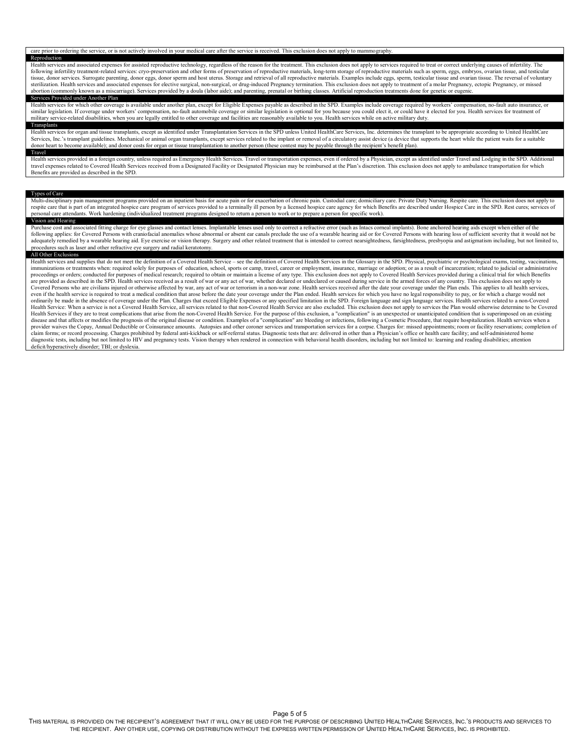care prior to ordering the service, or is not actively involved in your medical care after the service is received. This exclusion does not apply to mammography.

### Reproduction

Health services and associated expenses for assisted reproductive technology, regardless of the reason for the treatment. This exclusion does not apply to services required to treat or correct underlying causes of infertility. The following infertility treatment-related services: cryo-preservation and other forms of preservation of reproductive materials, long-term storage of reproductive materials such as sperm, eggs, embryos, ovarian tissue, and testicular tissue, donor services. Surrogate parenting, donor eggs, donor sperm and host uterus. Storage and retrieval of all reproductive materials. Examples include eggs, sperm, testicular tissue and ovarian tissue. The reversal of voluntary sterilization. Health services and associated expenses for elective surgical, non-surgical, or drug-induced Pregnancy termination. This exclusion does not apply to treatment of a molar Pregnancy, ectopic Pregnancy, or missed abortion (commonly known as a miscarriage). Services provided by a doula (labor aide); and parenting, prenatal or birthing classes. Artificial reproduction treatments done for genetic or eugenic.

### Services Provided under Another Plan

Health services for which other coverage is available under another plan, except for Eligible Expenses payable as described in the SPD. Examples include coverage required by workers' compensation, no-fault auto insurance, or similar legislation. If coverage under workers' compensation, no-fault automobile coverage or similar legislation is optional for you because you could elect it, or could have it elected for you. Health services for treatment of military service-related disabilities, when you are legally entitled to other coverage and facilities are reasonably available to you. Health services while on active military duty.

### Transplants

Health services for organ and tissue transplants, except as identified under Transplantation Services in the SPD unless United HealthCare Services, Inc. determines the transplant to be appropriate according to United HealthCare Services, Inc.'s transplant guidelines. Mechanical or animal organ transplants, except services related to the implant or removal of a circulatory assist device (a device that supports the heart while the patient waits for a suitable donor heart to become available); and donor costs for organ or tissue transplantation to another person (these contest may be payable through the recipient's benefit plan).

### Travel

Health services provided in a foreign country, unless required as Emergency Health Services. Travel or transportation expenses, even if ordered by a Physician, except as identified under Travel and Lodging in the SPD. Additional travel expenses related to Covered Health Services received from a Designated Facility or Designated Physician may be reimbursed at the Plan's discretion. This exclusion does not apply to ambulance transportation for which Benefits are provided as described in the SPD.

### Types of Care

Multi-disciplinary pain management programs provided on an inpatient basis for acute pain or for exacerbation of chronic pain. Custodial care; domiciliary care. Private Duty Nursing. Respite care. This exclusion does not apply to respite care that is part of an integrated hospice care program of services provided to a terminally ill person by a licensed hospice care agency for which Benefits are described under Hospice Care in the SPD. Rest cures; services of personal care attendants. Work hardening (individualized treatment programs designed to return a person to work or to prepare a person for specific work).

### Vision and Hearing

Purchase cost and associated fitting charge for eye glasses and contact lenses. Implantable lenses used only to correct a refractive error (such as Intacs corneal implants). Bone anchored hearing aids except when either of the following applies: for Covered Persons with craniofacial anomalies whose abnormal or absent ear canals preclude the use of a wearable hearing aid or for Covered Persons with hearing loss of sufficient severity that it would not be adequately remedied by a wearable hearing aid. Eye exercise or vision therapy. Surgery and other related treatment that is intended to correct nearsightedness, farsightedness, presbyopia and astigmatism including, but not limited to, procedures such as laser and other refractive eye surgery and radial keratotomy.

### All Other Exclusions

Health services and supplies that do not meet the definition of a Covered Health Service – see the definition of Covered Health Services in the Glossary in the SPD. Physical, psychiatric or psychological exams, testing, vaccinations, immunizations or treatments when: required solely for purposes of education, school, sports or camp, travel, career or employment, insurance, marriage or adoption; or as a result of incarceration; related to judicial or administrative proceedings or orders; conducted for purposes of medical research; required to obtain or maintain a license of any type. This exclusion does not apply to Covered Health Services provided during a clinical trial for which Benefits are provided as described in the SPD. Health services received as a result of war or any act of war, whether declared or undeclared or caused during service in the armed forces of any country. This exclusion does not apply to Covered Persons who are civilians injured or otherwise affected by war, any act of war or terrorism in a non-war zone. Health services received after the date your coverage under the Plan ends. This applies to all health services, even if the health service is required to treat a medical condition that arose before the date your coverage under the Plan ended. Health services for which you have no legal responsibility to pay, or for which a charge would not ordinarily be made in the absence of coverage under the Plan. Charges that exceed Eligible Expenses or any specified limitation in the SPD. Foreign language and sign language services. Health services related to a non-Covered Health Service: When a service is not a Covered Health Service, all services related to that non-Covered Health Service are also excluded. This exclusion does not apply to services the Plan would otherwise determine to be Covered Health Services if they are to treat complications that arise from the non-Covered Health Service. For the purpose of this exclusion, a "complication" is an unexpected or unanticipated condition that is superimposed on an existing disease and that affects or modifies the prognosis of the original disease or condition. Examples of a "complication" are bleeding or infections, following a Cosmetic Procedure, that require hospitalization. Health services when a provider waives the Copay, Annual Deductible or Coinsurance amounts. Autopsies and other coroner services and transportation services for a corpse. Charges for: missed appointments; room or facility reservations; completion of claim forms; or record processing. Charges prohibited by federal anti-kickback or self-referral status. Diagnostic tests that are: delivered in other than a Physician's office or health care facility; and self-administered home diagnostic tests, including but not limited to HIV and pregnancy tests. Vision therapy when rendered in connection with behavioral health disorders, including but not limited to: learning and reading disabilities; attention deficit/hyperactively disorder; TBI; or dyslexia.

THIS MATERIAL IS PROVIDED ON THE RECIPIENT'S AGREEMENT THAT IT WILL ONLY BE USED FOR THE PURPOSE OF DESCRIBING UNITED HEALTHCARE SERVICES, INC.'S PRODUCTS AND SERVICES TO THE RECIPIENT. ANY OTHER USE, COPYING OR DISTRIBUTION WITHOUT THE EXPRESS WRITTEN PERMISSION OF UNITED HEALTHCARE SERVICES, INC. IS PROHIBITED.